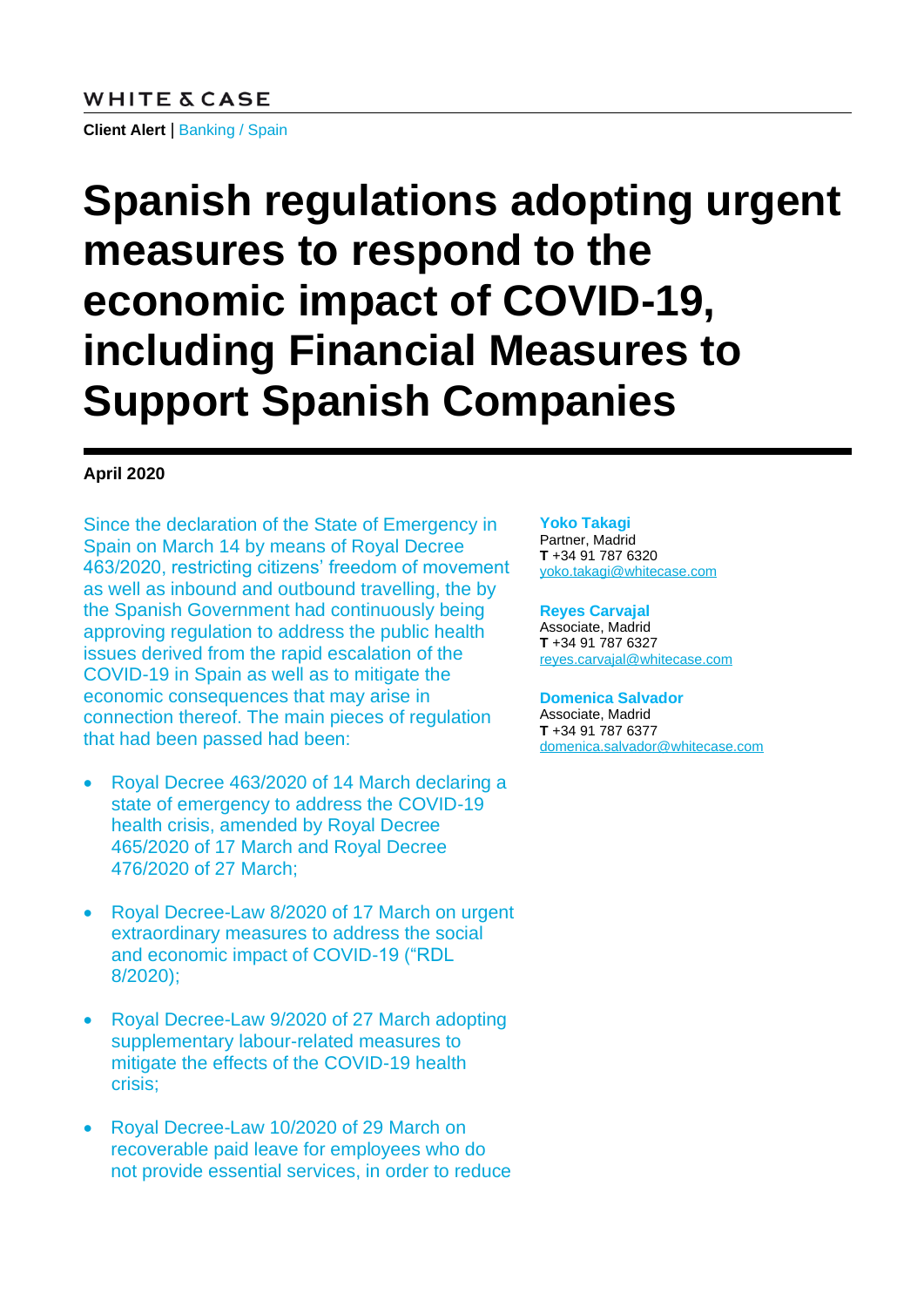WHITE & CASE

**Client Alert** | Banking / Spain

# Spanish regulations adopting urgent measures to respond to the economic impact of COVID-19, including Financial Measures to Support Spanish Companies

**April 2020**

**Yoko Takagi**
Partner, Madrid
**T** +34 91 787 6320
yoko.takagi@whitecase.com

**Reyes Carvajal**
Associate, Madrid
**T** +34 91 787 6327
reyes.carvajal@whitecase.com

**Domenica Salvador**
Associate, Madrid
**T** +34 91 787 6377
domenica.salvador@whitecase.com

Since the declaration of the State of Emergency in Spain on March 14 by means of Royal Decree 463/2020, restricting citizens' freedom of movement as well as inbound and outbound travelling, the by the Spanish Government had continuously being approving regulation to address the public health issues derived from the rapid escalation of the COVID-19 in Spain as well as to mitigate the economic consequences that may arise in connection thereof. The main pieces of regulation that had been passed had been:

- Royal Decree 463/2020 of 14 March declaring a state of emergency to address the COVID-19 health crisis, amended by Royal Decree 465/2020 of 17 March and Royal Decree 476/2020 of 27 March;
- Royal Decree-Law 8/2020 of 17 March on urgent extraordinary measures to address the social and economic impact of COVID-19 ("RDL 8/2020);
- Royal Decree-Law 9/2020 of 27 March adopting supplementary labour-related measures to mitigate the effects of the COVID-19 health crisis;
- Royal Decree-Law 10/2020 of 29 March on recoverable paid leave for employees who do not provide essential services, in order to reduce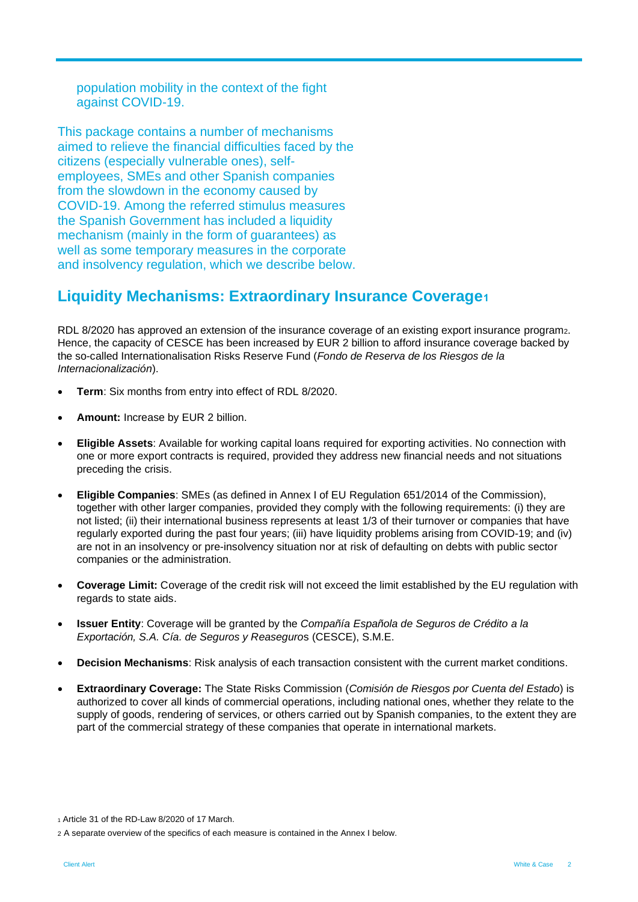population mobility in the context of the fight against COVID-19.

This package contains a number of mechanisms aimed to relieve the financial difficulties faced by the citizens (especially vulnerable ones), self-employees, SMEs and other Spanish companies from the slowdown in the economy caused by COVID-19. Among the referred stimulus measures the Spanish Government has included a liquidity mechanism (mainly in the form of guarantees) as well as some temporary measures in the corporate and insolvency regulation, which we describe below.

## Liquidity Mechanisms: Extraordinary Insurance Coverage[1]

RDL 8/2020 has approved an extension of the insurance coverage of an existing export insurance program[2]. Hence, the capacity of CESCE has been increased by EUR 2 billion to afford insurance coverage backed by the so-called Internationalisation Risks Reserve Fund (*Fondo de Reserva de los Riesgos de la Internacionalización*).

- **Term**: Six months from entry into effect of RDL 8/2020.
- **Amount:** Increase by EUR 2 billion.
- **Eligible Assets**: Available for working capital loans required for exporting activities. No connection with one or more export contracts is required, provided they address new financial needs and not situations preceding the crisis.
- **Eligible Companies**: SMEs (as defined in Annex I of EU Regulation 651/2014 of the Commission), together with other larger companies, provided they comply with the following requirements: (i) they are not listed; (ii) their international business represents at least 1/3 of their turnover or companies that have regularly exported during the past four years; (iii) have liquidity problems arising from COVID-19; and (iv) are not in an insolvency or pre-insolvency situation nor at risk of defaulting on debts with public sector companies or the administration.
- **Coverage Limit:** Coverage of the credit risk will not exceed the limit established by the EU regulation with regards to state aids.
- **Issuer Entity**: Coverage will be granted by the *Compañía Española de Seguros de Crédito a la Exportación, S.A. Cía. de Seguros y Reaseguros* (CESCE), S.M.E.
- **Decision Mechanisms**: Risk analysis of each transaction consistent with the current market conditions.
- **Extraordinary Coverage:** The State Risks Commission (*Comisión de Riesgos por Cuenta del Estado*) is authorized to cover all kinds of commercial operations, including national ones, whether they relate to the supply of goods, rendering of services, or others carried out by Spanish companies, to the extent they are part of the commercial strategy of these companies that operate in international markets.

[1] Article 31 of the RD-Law 8/2020 of 17 March.

[2] A separate overview of the specifics of each measure is contained in the Annex I below.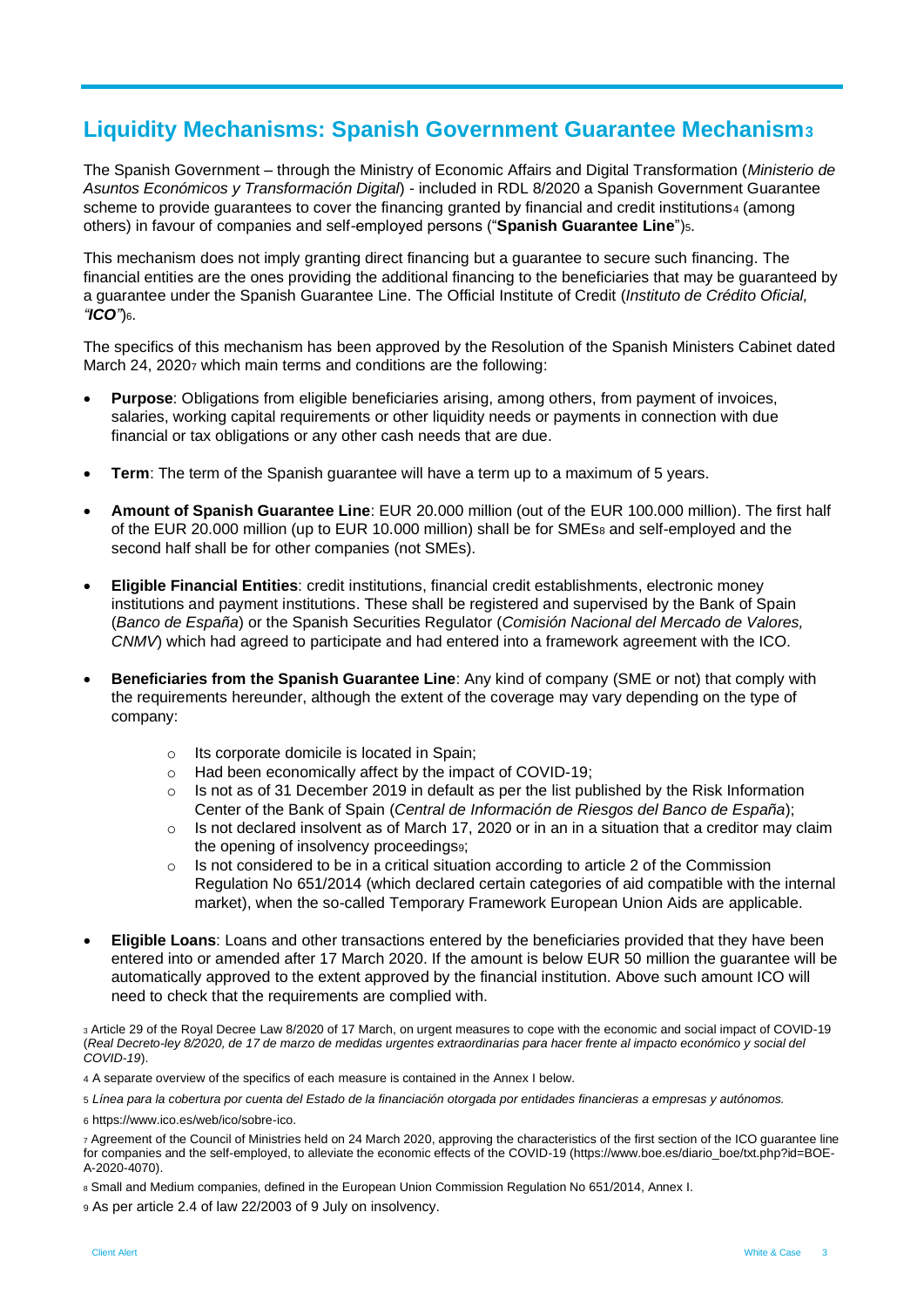## Liquidity Mechanisms: Spanish Government Guarantee Mechanism[3]

The Spanish Government – through the Ministry of Economic Affairs and Digital Transformation (*Ministerio de Asuntos Económicos y Transformación Digital*) - included in RDL 8/2020 a Spanish Government Guarantee scheme to provide guarantees to cover the financing granted by financial and credit institutions[4] (among others) in favour of companies and self-employed persons ("**Spanish Guarantee Line**")[5].

This mechanism does not imply granting direct financing but a guarantee to secure such financing. The financial entities are the ones providing the additional financing to the beneficiaries that may be guaranteed by a guarantee under the Spanish Guarantee Line. The Official Institute of Credit (*Instituto de Crédito Oficial, "**ICO**"*)[6].

The specifics of this mechanism has been approved by the Resolution of the Spanish Ministers Cabinet dated March 24, 2020[7] which main terms and conditions are the following:

- **Purpose**: Obligations from eligible beneficiaries arising, among others, from payment of invoices, salaries, working capital requirements or other liquidity needs or payments in connection with due financial or tax obligations or any other cash needs that are due.
- **Term**: The term of the Spanish guarantee will have a term up to a maximum of 5 years.
- **Amount of Spanish Guarantee Line**: EUR 20.000 million (out of the EUR 100.000 million). The first half of the EUR 20.000 million (up to EUR 10.000 million) shall be for SMEs[8] and self-employed and the second half shall be for other companies (not SMEs).
- **Eligible Financial Entities**: credit institutions, financial credit establishments, electronic money institutions and payment institutions. These shall be registered and supervised by the Bank of Spain (*Banco de España*) or the Spanish Securities Regulator (*Comisión Nacional del Mercado de Valores, CNMV*) which had agreed to participate and had entered into a framework agreement with the ICO.
- **Beneficiaries from the Spanish Guarantee Line**: Any kind of company (SME or not) that comply with the requirements hereunder, although the extent of the coverage may vary depending on the type of company:
  - Its corporate domicile is located in Spain;
  - Had been economically affect by the impact of COVID-19;
  - Is not as of 31 December 2019 in default as per the list published by the Risk Information Center of the Bank of Spain (*Central de Información de Riesgos del Banco de España*);
  - Is not declared insolvent as of March 17, 2020 or in an in a situation that a creditor may claim the opening of insolvency proceedings[9];
  - Is not considered to be in a critical situation according to article 2 of the Commission Regulation No 651/2014 (which declared certain categories of aid compatible with the internal market), when the so-called Temporary Framework European Union Aids are applicable.
- **Eligible Loans**: Loans and other transactions entered by the beneficiaries provided that they have been entered into or amended after 17 March 2020. If the amount is below EUR 50 million the guarantee will be automatically approved to the extent approved by the financial institution. Above such amount ICO will need to check that the requirements are complied with.

[3] Article 29 of the Royal Decree Law 8/2020 of 17 March, on urgent measures to cope with the economic and social impact of COVID-19 (*Real Decreto-ley 8/2020, de 17 de marzo de medidas urgentes extraordinarias para hacer frente al impacto económico y social del COVID-19*).

[4] A separate overview of the specifics of each measure is contained in the Annex I below.

[5] *Línea para la cobertura por cuenta del Estado de la financiación otorgada por entidades financieras a empresas y autónomos.*

[6] https://www.ico.es/web/ico/sobre-ico.

[7] Agreement of the Council of Ministries held on 24 March 2020, approving the characteristics of the first section of the ICO guarantee line for companies and the self-employed, to alleviate the economic effects of the COVID-19 (https://www.boe.es/diario_boe/txt.php?id=BOE-A-2020-4070).

[8] Small and Medium companies, defined in the European Union Commission Regulation No 651/2014, Annex I.

[9] As per article 2.4 of law 22/2003 of 9 July on insolvency.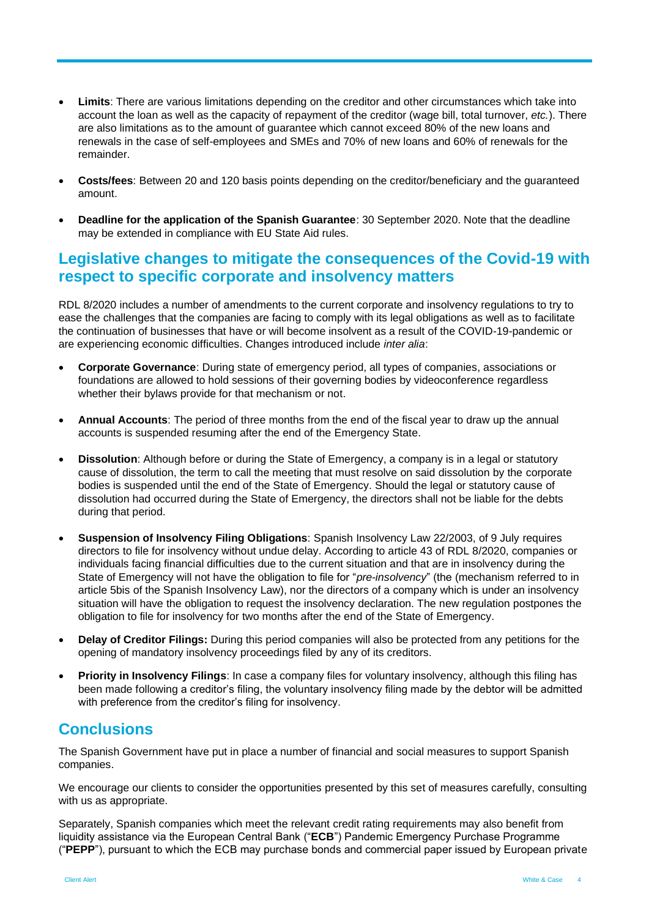- **Limits**: There are various limitations depending on the creditor and other circumstances which take into account the loan as well as the capacity of repayment of the creditor (wage bill, total turnover, *etc.*). There are also limitations as to the amount of guarantee which cannot exceed 80% of the new loans and renewals in the case of self-employees and SMEs and 70% of new loans and 60% of renewals for the remainder.

- **Costs/fees**: Between 20 and 120 basis points depending on the creditor/beneficiary and the guaranteed amount.

- **Deadline for the application of the Spanish Guarantee**: 30 September 2020. Note that the deadline may be extended in compliance with EU State Aid rules.

## Legislative changes to mitigate the consequences of the Covid-19 with respect to specific corporate and insolvency matters

RDL 8/2020 includes a number of amendments to the current corporate and insolvency regulations to try to ease the challenges that the companies are facing to comply with its legal obligations as well as to facilitate the continuation of businesses that have or will become insolvent as a result of the COVID-19-pandemic or are experiencing economic difficulties. Changes introduced include *inter alia*:

- **Corporate Governance**: During state of emergency period, all types of companies, associations or foundations are allowed to hold sessions of their governing bodies by videoconference regardless whether their bylaws provide for that mechanism or not.

- **Annual Accounts**: The period of three months from the end of the fiscal year to draw up the annual accounts is suspended resuming after the end of the Emergency State.

- **Dissolution**: Although before or during the State of Emergency, a company is in a legal or statutory cause of dissolution, the term to call the meeting that must resolve on said dissolution by the corporate bodies is suspended until the end of the State of Emergency. Should the legal or statutory cause of dissolution had occurred during the State of Emergency, the directors shall not be liable for the debts during that period.

- **Suspension of Insolvency Filing Obligations**: Spanish Insolvency Law 22/2003, of 9 July requires directors to file for insolvency without undue delay. According to article 43 of RDL 8/2020, companies or individuals facing financial difficulties due to the current situation and that are in insolvency during the State of Emergency will not have the obligation to file for "*pre-insolvency*" (the (mechanism referred to in article 5bis of the Spanish Insolvency Law), nor the directors of a company which is under an insolvency situation will have the obligation to request the insolvency declaration. The new regulation postpones the obligation to file for insolvency for two months after the end of the State of Emergency.

- **Delay of Creditor Filings:** During this period companies will also be protected from any petitions for the opening of mandatory insolvency proceedings filed by any of its creditors.

- **Priority in Insolvency Filings**: In case a company files for voluntary insolvency, although this filing has been made following a creditor's filing, the voluntary insolvency filing made by the debtor will be admitted with preference from the creditor's filing for insolvency.

## Conclusions

The Spanish Government have put in place a number of financial and social measures to support Spanish companies.

We encourage our clients to consider the opportunities presented by this set of measures carefully, consulting with us as appropriate.

Separately, Spanish companies which meet the relevant credit rating requirements may also benefit from liquidity assistance via the European Central Bank ("**ECB**") Pandemic Emergency Purchase Programme ("**PEPP**"), pursuant to which the ECB may purchase bonds and commercial paper issued by European private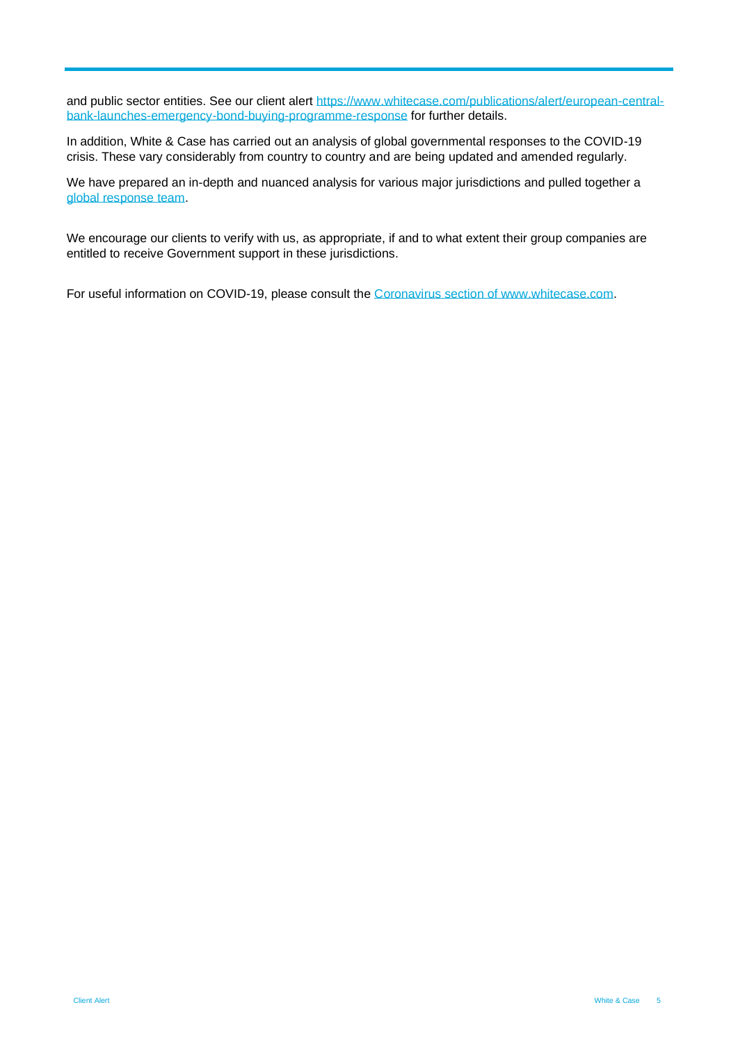and public sector entities. See our client alert [https://www.whitecase.com/publications/alert/european-central-bank-launches-emergency-bond-buying-programme-response](https://www.whitecase.com/publications/alert/european-central-bank-launches-emergency-bond-buying-programme-response) for further details.

In addition, White & Case has carried out an analysis of global governmental responses to the COVID-19 crisis. These vary considerably from country to country and are being updated and amended regularly.

We have prepared an in-depth and nuanced analysis for various major jurisdictions and pulled together a global response team.

We encourage our clients to verify with us, as appropriate, if and to what extent their group companies are entitled to receive Government support in these jurisdictions.

For useful information on COVID-19, please consult the Coronavirus section of www.whitecase.com.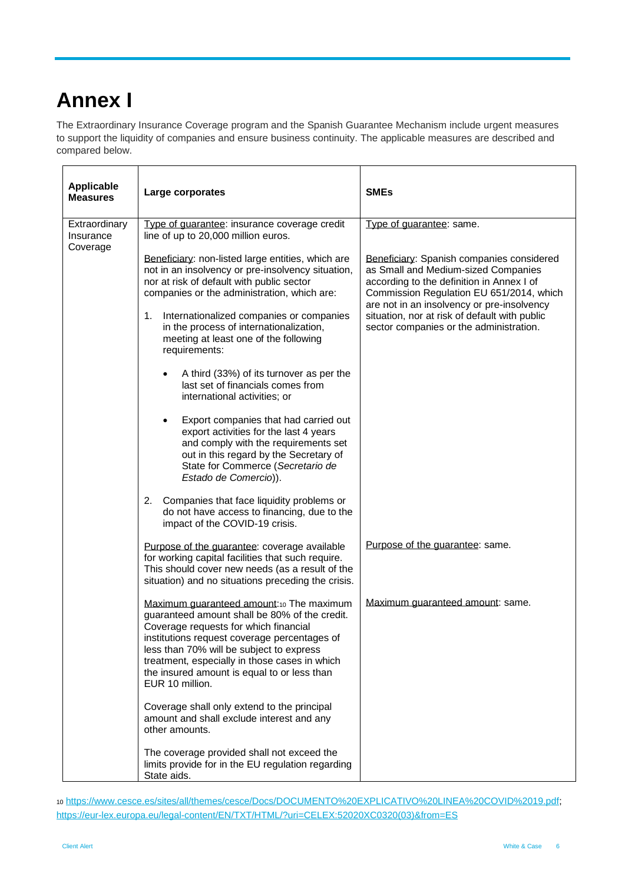# Annex I

The Extraordinary Insurance Coverage program and the Spanish Guarantee Mechanism include urgent measures to support the liquidity of companies and ensure business continuity. The applicable measures are described and compared below.

| **Applicable Measures** | **Large corporates** | **SMEs** |
|---|---|---|
| Extraordinary Insurance Coverage | Type of guarantee: insurance coverage credit line of up to 20,000 million euros.<br><br>Beneficiary: non-listed large entities, which are not in an insolvency or pre-insolvency situation, nor at risk of default with public sector companies or the administration, which are:<br><br>1. Internationalized companies or companies in the process of internationalization, meeting at least one of the following requirements:<br>• A third (33%) of its turnover as per the last set of financials comes from international activities; or<br>• Export companies that had carried out export activities for the last 4 years and comply with the requirements set out in this regard by the Secretary of State for Commerce (*Secretario de Estado de Comercio*)).<br><br>2. Companies that face liquidity problems or do not have access to financing, due to the impact of the COVID-19 crisis.<br><br>Purpose of the guarantee: coverage available for working capital facilities that such require. This should cover new needs (as a result of the situation) and no situations preceding the crisis.<br><br>Maximum guaranteed amount:[10] The maximum guaranteed amount shall be 80% of the credit. Coverage requests for which financial institutions request coverage percentages of less than 70% will be subject to express treatment, especially in those cases in which the insured amount is equal to or less than EUR 10 million.<br><br>Coverage shall only extend to the principal amount and shall exclude interest and any other amounts.<br><br>The coverage provided shall not exceed the limits provide for in the EU regulation regarding State aids. | Type of guarantee: same.<br><br>Beneficiary: Spanish companies considered as Small and Medium-sized Companies according to the definition in Annex I of Commission Regulation EU 651/2014, which are not in an insolvency or pre-insolvency situation, nor at risk of default with public sector companies or the administration.<br><br>Purpose of the guarantee: same.<br><br>Maximum guaranteed amount: same. |

[10] https://www.cesce.es/sites/all/themes/cesce/Docs/DOCUMENTO%20EXPLICATIVO%20LINEA%20COVID%2019.pdf; https://eur-lex.europa.eu/legal-content/EN/TXT/HTML/?uri=CELEX:52020XC0320(03)&from=ES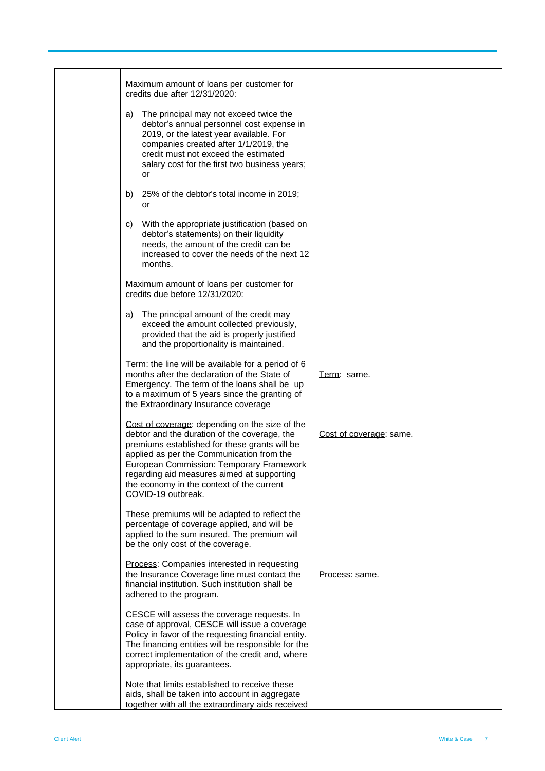| | | |
|---|---|---|
| | Maximum amount of loans per customer for credits due after 12/31/2020:<br><br>a) The principal may not exceed twice the debtor's annual personnel cost expense in 2019, or the latest year available. For companies created after 1/1/2019, the credit must not exceed the estimated salary cost for the first two business years; or<br><br>b) 25% of the debtor's total income in 2019; or<br><br>c) With the appropriate justification (based on debtor's statements) on their liquidity needs, the amount of the credit can be increased to cover the needs of the next 12 months.<br><br>Maximum amount of loans per customer for credits due before 12/31/2020:<br><br>a) The principal amount of the credit may exceed the amount collected previously, provided that the aid is properly justified and the proportionality is maintained. | |
| | <u>Term</u>: the line will be available for a period of 6 months after the declaration of the State of Emergency. The term of the loans shall be up to a maximum of 5 years since the granting of the Extraordinary Insurance coverage | <u>Term</u>: same. |
| | <u>Cost of coverage</u>: depending on the size of the debtor and the duration of the coverage, the premiums established for these grants will be applied as per the Communication from the European Commission: Temporary Framework regarding aid measures aimed at supporting the economy in the context of the current COVID-19 outbreak.<br><br>These premiums will be adapted to reflect the percentage of coverage applied, and will be applied to the sum insured. The premium will be the only cost of the coverage. | <u>Cost of coverage</u>: same. |
| | <u>Process</u>: Companies interested in requesting the Insurance Coverage line must contact the financial institution. Such institution shall be adhered to the program.<br><br>CESCE will assess the coverage requests. In case of approval, CESCE will issue a coverage Policy in favor of the requesting financial entity. The financing entities will be responsible for the correct implementation of the credit and, where appropriate, its guarantees.<br><br>Note that limits established to receive these aids, shall be taken into account in aggregate together with all the extraordinary aids received | <u>Process</u>: same. |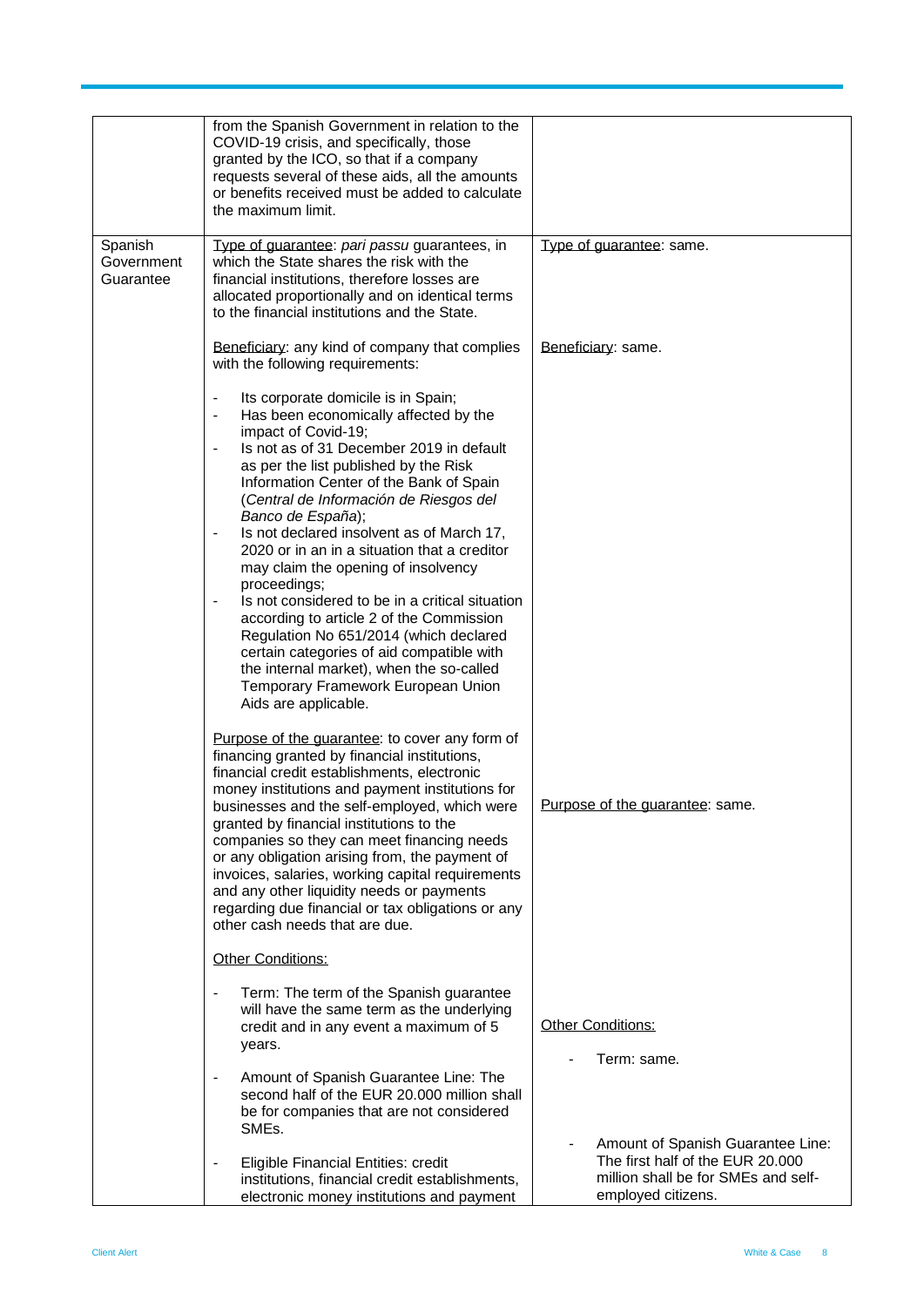| | | |
|---|---|---|
| | from the Spanish Government in relation to the COVID-19 crisis, and specifically, those granted by the ICO, so that if a company requests several of these aids, all the amounts or benefits received must be added to calculate the maximum limit. | |
| Spanish Government Guarantee | <u>Type of guarantee</u>: *pari passu* guarantees, in which the State shares the risk with the financial institutions, therefore losses are allocated proportionally and on identical terms to the financial institutions and the State.<br><br><u>Beneficiary</u>: any kind of company that complies with the following requirements:<br><br>- Its corporate domicile is in Spain;<br>- Has been economically affected by the impact of Covid-19;<br>- Is not as of 31 December 2019 in default as per the list published by the Risk Information Center of the Bank of Spain (*Central de Información de Riesgos del Banco de España*);<br>- Is not declared insolvent as of March 17, 2020 or in an in a situation that a creditor may claim the opening of insolvency proceedings;<br>- Is not considered to be in a critical situation according to article 2 of the Commission Regulation No 651/2014 (which declared certain categories of aid compatible with the internal market), when the so-called Temporary Framework European Union Aids are applicable.<br><br><u>Purpose of the guarantee</u>: to cover any form of financing granted by financial institutions, financial credit establishments, electronic money institutions and payment institutions for businesses and the self-employed, which were granted by financial institutions to the companies so they can meet financing needs or any obligation arising from, the payment of invoices, salaries, working capital requirements and any other liquidity needs or payments regarding due financial or tax obligations or any other cash needs that are due.<br><br><u>Other Conditions:</u><br><br>- Term: The term of the Spanish guarantee will have the same term as the underlying credit and in any event a maximum of 5 years.<br><br>- Amount of Spanish Guarantee Line: The second half of the EUR 20.000 million shall be for companies that are not considered SMEs.<br><br>- Eligible Financial Entities: credit institutions, financial credit establishments, electronic money institutions and payment | <u>Type of guarantee</u>: same.<br><br><u>Beneficiary</u>: same.<br><br><u>Purpose of the guarantee</u>: same.<br><br><u>Other Conditions:</u><br><br>- Term: same.<br><br>- Amount of Spanish Guarantee Line: The first half of the EUR 20.000 million shall be for SMEs and self-employed citizens. |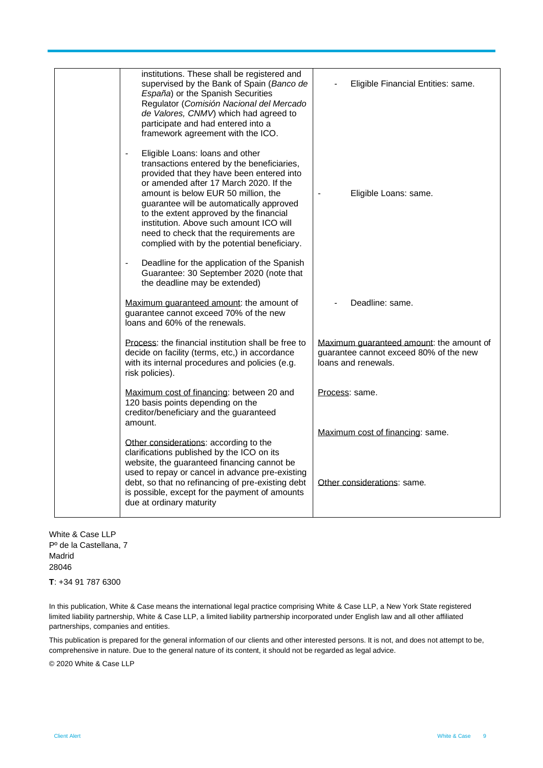| | | |
|---|---|---|
| | institutions. These shall be registered and supervised by the Bank of Spain (*Banco de España*) or the Spanish Securities Regulator (*Comisión Nacional del Mercado de Valores, CNMV*) which had agreed to participate and had entered into a framework agreement with the ICO.<br><br>- Eligible Loans: loans and other transactions entered by the beneficiaries, provided that they have been entered into or amended after 17 March 2020. If the amount is below EUR 50 million, the guarantee will be automatically approved to the extent approved by the financial institution. Above such amount ICO will need to check that the requirements are complied with by the potential beneficiary.<br><br>- Deadline for the application of the Spanish Guarantee: 30 September 2020 (note that the deadline may be extended)<br><br>Maximum guaranteed amount: the amount of guarantee cannot exceed 70% of the new loans and 60% of the renewals.<br><br>Process: the financial institution shall be free to decide on facility (terms, etc,) in accordance with its internal procedures and policies (e.g. risk policies).<br><br>Maximum cost of financing: between 20 and 120 basis points depending on the creditor/beneficiary and the guaranteed amount.<br><br>Other considerations: according to the clarifications published by the ICO on its website, the guaranteed financing cannot be used to repay or cancel in advance pre-existing debt, so that no refinancing of pre-existing debt is possible, except for the payment of amounts due at ordinary maturity | - Eligible Financial Entities: same.<br><br>- Eligible Loans: same.<br><br>- Deadline: same.<br><br>Maximum guaranteed amount: the amount of guarantee cannot exceed 80% of the new loans and renewals.<br><br>Process: same.<br><br>Maximum cost of financing: same.<br><br>Other considerations: same. |

White & Case LLP
Pº de la Castellana, 7
Madrid
28046

**T**: +34 91 787 6300

In this publication, White & Case means the international legal practice comprising White & Case LLP, a New York State registered limited liability partnership, White & Case LLP, a limited liability partnership incorporated under English law and all other affiliated partnerships, companies and entities.

This publication is prepared for the general information of our clients and other interested persons. It is not, and does not attempt to be, comprehensive in nature. Due to the general nature of its content, it should not be regarded as legal advice.

© 2020 White & Case LLP